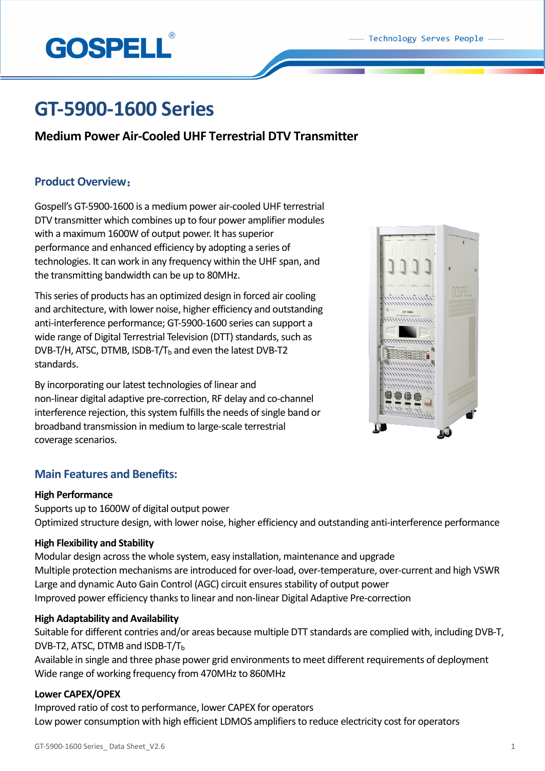# GT-5900-1600 Series

## Medium Power Air-Cooled UHF Terrestrial DTV Transmitter

### Product Overview：

Gospell's GT-5900-1600 is a medium power air-cooled UHF terrestrial DTV transmitter which combines up to four power amplifier modules with a maximum 1600W of output power. It has superior performance and enhanced efficiency by adopting a series of technologies. It can work in any frequency within the UHF span, and the transmitting bandwidth can be up to 80MHz.

This series of products has an optimized design in forced air cooling and architecture, with lower noise, higher efficiency and outstanding anti-interference performance; GT-5900-1600 series can support a wide range of Digital Terrestrial Television (DTT) standards, such as DVB-T/H, ATSC, DTMB, ISDB-T/$T_b$ and even the latest DVB-T2 standards.

By incorporating our latest technologies of linear and non-linear digital adaptive pre-correction, RF delay and co-channel interference rejection, this system fulfills the needs of single band or broadband transmission in medium to large-scale terrestrial coverage scenarios.

### Main Features and Benefits:

**High Performance**

Supports up to 1600W of digital output power

Optimized structure design, with lower noise, higher efficiency and outstanding anti-interference performance

**High Flexibility and Stability**

Modular design across the whole system, easy installation, maintenance and upgrade

Multiple protection mechanisms are introduced for over-load, over-temperature, over-current and high VSWR

Large and dynamic Auto Gain Control (AGC) circuit ensures stability of output power

Improved power efficiency thanks to linear and non-linear Digital Adaptive Pre-correction

**High Adaptability and Availability**

Suitable for different contries and/or areas because multiple DTT standards are complied with, including DVB-T, DVB-T2, ATSC, DTMB and ISDB-T/$T_b$

Available in single and three phase power grid environments to meet different requirements of deployment

Wide range of working frequency from 470MHz to 860MHz

**Lower CAPEX/OPEX**

Improved ratio of cost to performance, lower CAPEX for operators

Low power consumption with high efficient LDMOS amplifiers to reduce electricity cost for operators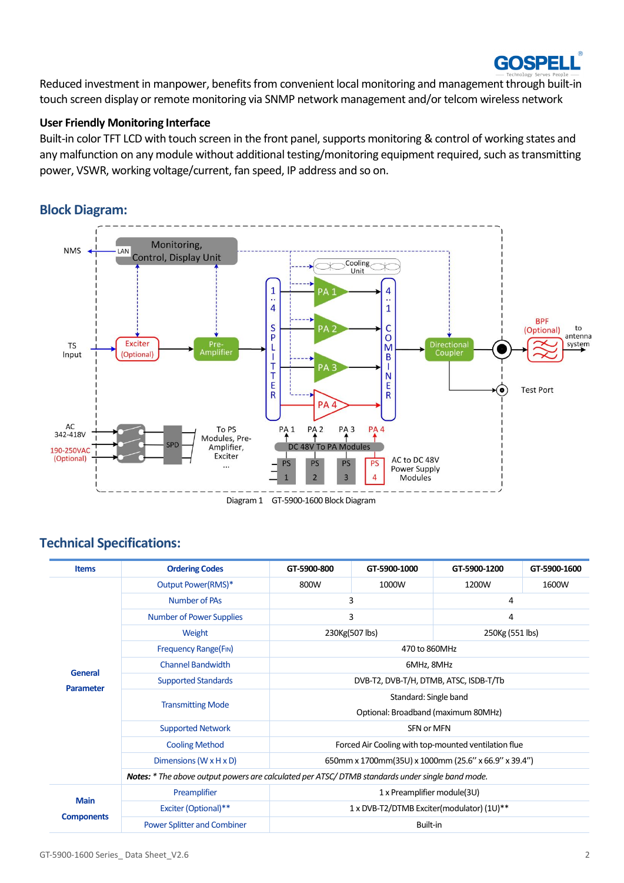Reduced investment in manpower, benefits from convenient local monitoring and management through built-in touch screen display or remote monitoring via SNMP network management and/or telcom wireless network

### User Friendly Monitoring Interface

Built-in color TFT LCD with touch screen in the front panel, supports monitoring & control of working states and any malfunction on any module without additional testing/monitoring equipment required, such as transmitting power, VSWR, working voltage/current, fan speed, IP address and so on.

## Block Diagram:

Diagram 1 GT-5900-1600 Block Diagram

## Technical Specifications:

| Items | Ordering Codes | GT-5900-800 | GT-5900-1000 | GT-5900-1200 | GT-5900-1600 |
|---|---|---|---|---|---|
| General Parameter | Output Power(RMS)* | 800W | 1000W | 1200W | 1600W |
| | Number of PAs | 3 | | 4 | |
| | Number of Power Supplies | 3 | | 4 | |
| | Weight | 230Kg(507 lbs) | | 250Kg (551 lbs) | |
| | Frequency Range(FIN) | 470 to 860MHz | | | |
| | Channel Bandwidth | 6MHz, 8MHz | | | |
| | Supported Standards | DVB-T2, DVB-T/H, DTMB, ATSC, ISDB-T/Tb | | | |
| | Transmitting Mode | Standard: Single band<br>Optional: Broadband (maximum 80MHz) | | | |
| | Supported Network | SFN or MFN | | | |
| | Cooling Method | Forced Air Cooling with top-mounted ventilation flue | | | |
| | Dimensions (W x H x D) | 650mm x 1700mm(35U) x 1000mm (25.6'' x 66.9'' x 39.4'') | | | |
| | ***Notes:*** *\* The above output powers are calculated per ATSC/ DTMB standards under single band mode.* | | | | |
| Main Components | Preamplifier | 1 x Preamplifier module(3U) | | | |
| | Exciter (Optional)** | 1 x DVB-T2/DTMB Exciter(modulator) (1U)** | | | |
| | Power Splitter and Combiner | Built-in | | | |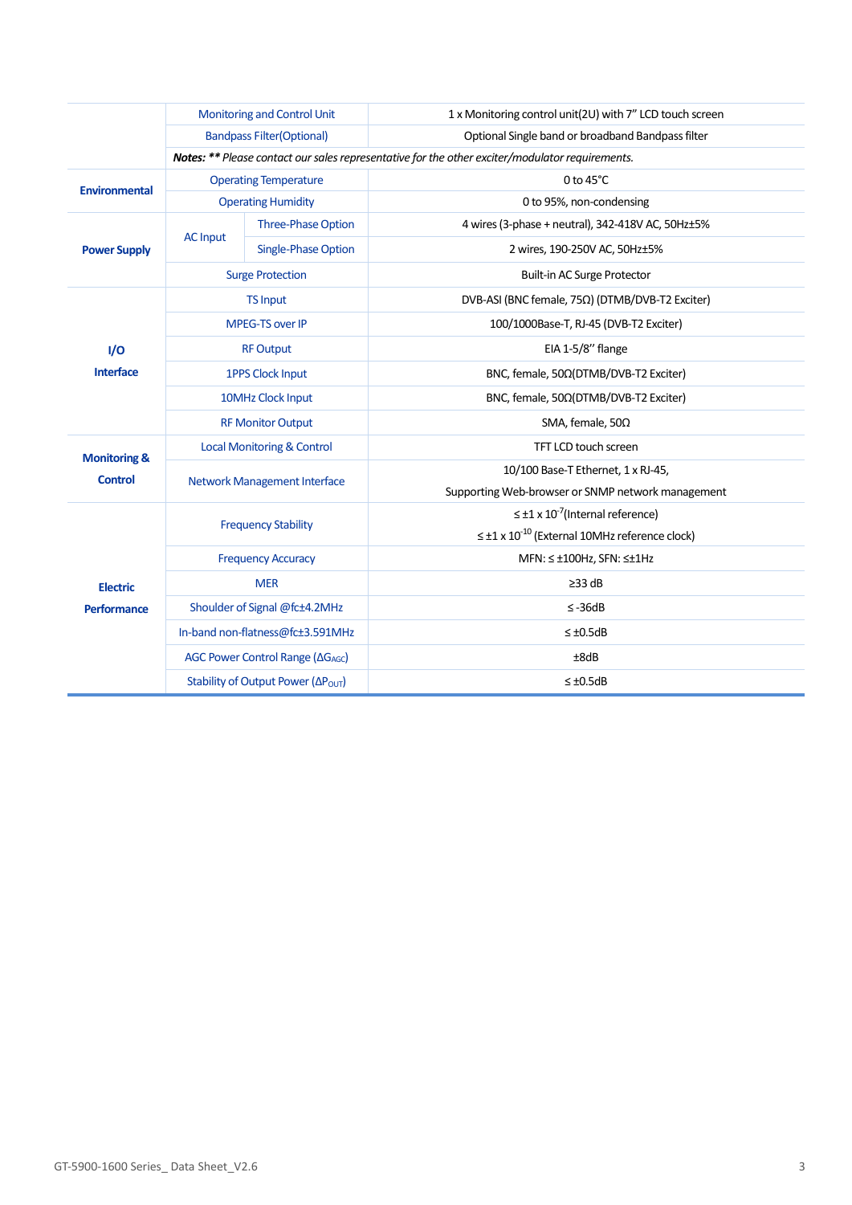| | | | |
|---|---|---|---|
| | Monitoring and Control Unit | | 1 x Monitoring control unit(2U) with 7" LCD touch screen |
| | Bandpass Filter(Optional) | | Optional Single band or broadband Bandpass filter |
| | ***Notes: \*\**** *Please contact our sales representative for the other exciter/modulator requirements.* | | |
| **Environmental** | Operating Temperature | | 0 to 45°C |
| | Operating Humidity | | 0 to 95%, non-condensing |
| **Power Supply** | AC Input | Three-Phase Option | 4 wires (3-phase + neutral), 342-418V AC, 50Hz±5% |
| | | Single-Phase Option | 2 wires, 190-250V AC, 50Hz±5% |
| | Surge Protection | | Built-in AC Surge Protector |
| **I/O Interface** | TS Input | | DVB-ASI (BNC female, 75Ω) (DTMB/DVB-T2 Exciter) |
| | MPEG-TS over IP | | 100/1000Base-T, RJ-45 (DVB-T2 Exciter) |
| | RF Output | | EIA 1-5/8" flange |
| | 1PPS Clock Input | | BNC, female, 50Ω(DTMB/DVB-T2 Exciter) |
| | 10MHz Clock Input | | BNC, female, 50Ω(DTMB/DVB-T2 Exciter) |
| | RF Monitor Output | | SMA, female, 50Ω |
| **Monitoring & Control** | Local Monitoring & Control | | TFT LCD touch screen |
| | Network Management Interface | | 10/100 Base-T Ethernet, 1 x RJ-45,<br>Supporting Web-browser or SNMP network management |
| **Electric Performance** | Frequency Stability | | $\leq \pm 1 \times 10^{-7}$(Internal reference)<br>$\leq \pm 1 \times 10^{-10}$ (External 10MHz reference clock) |
| | Frequency Accuracy | | MFN: ≤ ±100Hz, SFN: ≤±1Hz |
| | MER | | ≥33 dB |
| | Shoulder of Signal @fc±4.2MHz | | ≤ -36dB |
| | In-band non-flatness@fc±3.591MHz | | ≤ ±0.5dB |
| | AGC Power Control Range ($\Delta G_{AGC}$) | | ±8dB |
| | Stability of Output Power ($\Delta P_{OUT}$) | | ≤ ±0.5dB |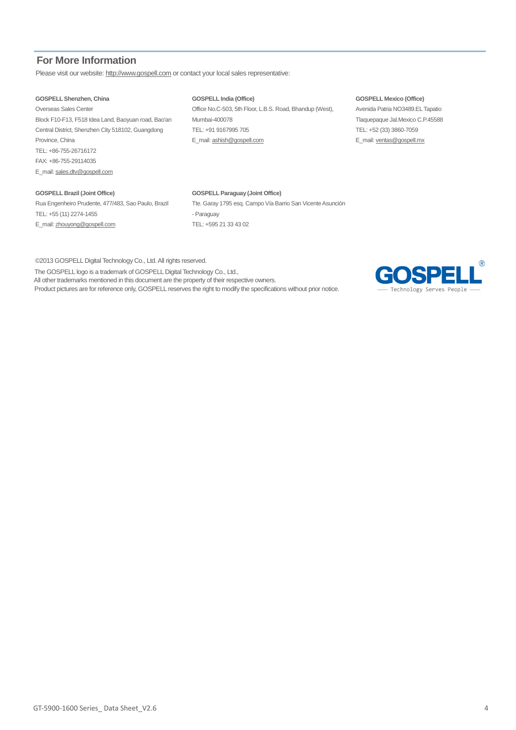## For More Information

Please visit our website: http://www.gospell.com or contact your local sales representative:

**GOSPELL Shenzhen, China**

Overseas Sales Center

Block F10-F13, F518 Idea Land, Baoyuan road, Bao'an Central District, Shenzhen City 518102, Guangdong Province, China

TEL: +86-755-26716172

FAX: +86-755-29114035

E_mail: sales.dtv@gospell.com

**GOSPELL India (Office)**

Office No.C-503, 5th Floor, L.B.S. Road, Bhandup (West), Mumbai-400078

TEL: +91 9167995 705

E_mail: ashish@gospell.com

**GOSPELL Mexico (Office)**

Avenida Patria NO3489.EL Tapatio Tlaquepaque Jal.Mexico C.P.45588

TEL: +52 (33) 3860-7059

E_mail: ventas@gospell.mx

**GOSPELL Brazil (Joint Office)**

Rua Engenheiro Prudente, 477/483, Sao Paulo, Brazil

TEL: +55 (11) 2274-1455

E_mail: zhouyong@gospell.com

**GOSPELL Paraguay (Joint Office)**

Tte. Garay 1795 esq. Campo Vía Barrio San Vicente Asunción - Paraguay

TEL: +595 21 33 43 02

©2013 GOSPELL Digital Technology Co., Ltd. All rights reserved.

The GOSPELL logo is a trademark of GOSPELL Digital Technology Co., Ltd.,
All other trademarks mentioned in this document are the property of their respective owners.
Product pictures are for reference only, GOSPELL reserves the right to modify the specifications without prior notice.

GOSPELL®
Technology Serves People